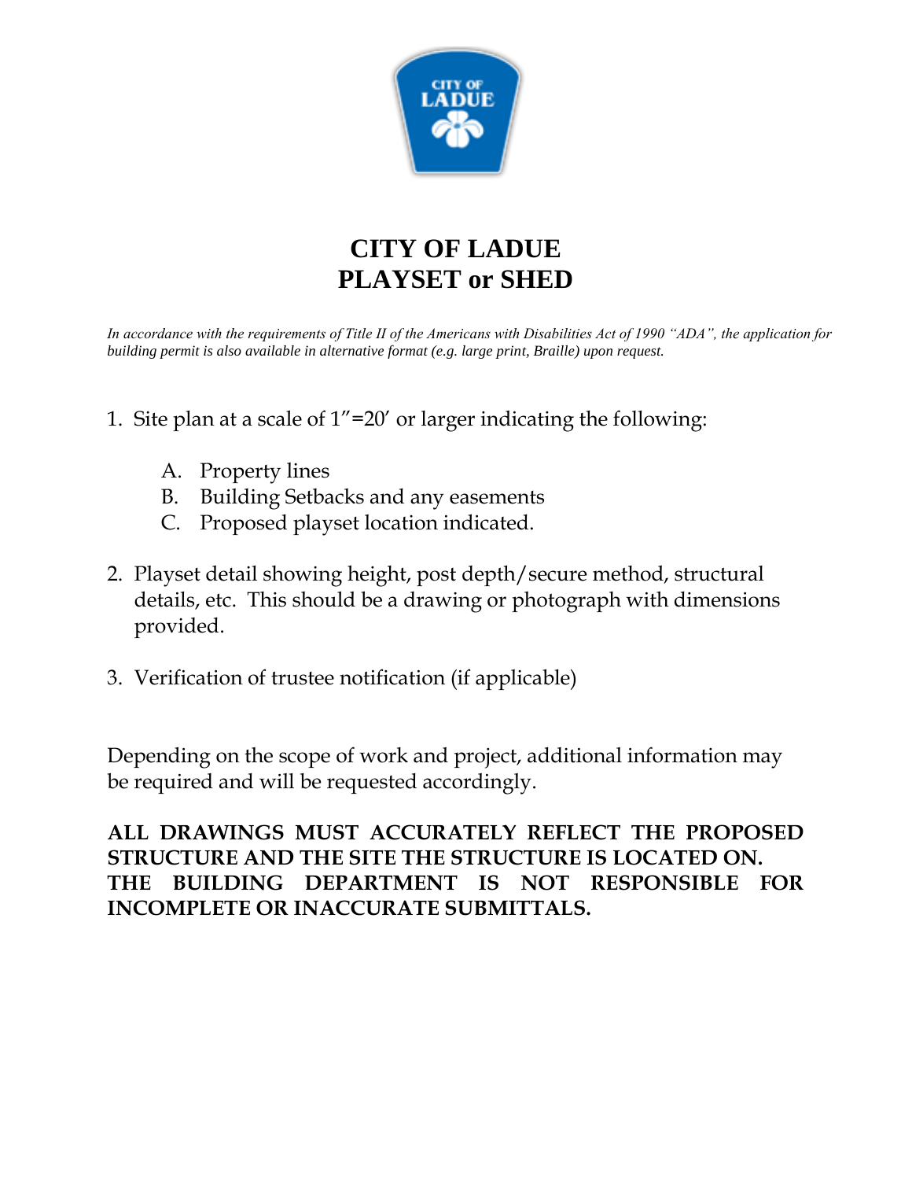# CITY OF LADUE
# PLAYSET or SHED

*In accordance with the requirements of Title II of the Americans with Disabilities Act of 1990 "ADA", the application for building permit is also available in alternative format (e.g. large print, Braille) upon request.*

1. Site plan at a scale of 1"=20′ or larger indicating the following:

   A. Property lines
   B. Building Setbacks and any easements
   C. Proposed playset location indicated.

2. Playset detail showing height, post depth/secure method, structural details, etc. This should be a drawing or photograph with dimensions provided.

3. Verification of trustee notification (if applicable)

Depending on the scope of work and project, additional information may be required and will be requested accordingly.

**ALL DRAWINGS MUST ACCURATELY REFLECT THE PROPOSED STRUCTURE AND THE SITE THE STRUCTURE IS LOCATED ON. THE BUILDING DEPARTMENT IS NOT RESPONSIBLE FOR INCOMPLETE OR INACCURATE SUBMITTALS.**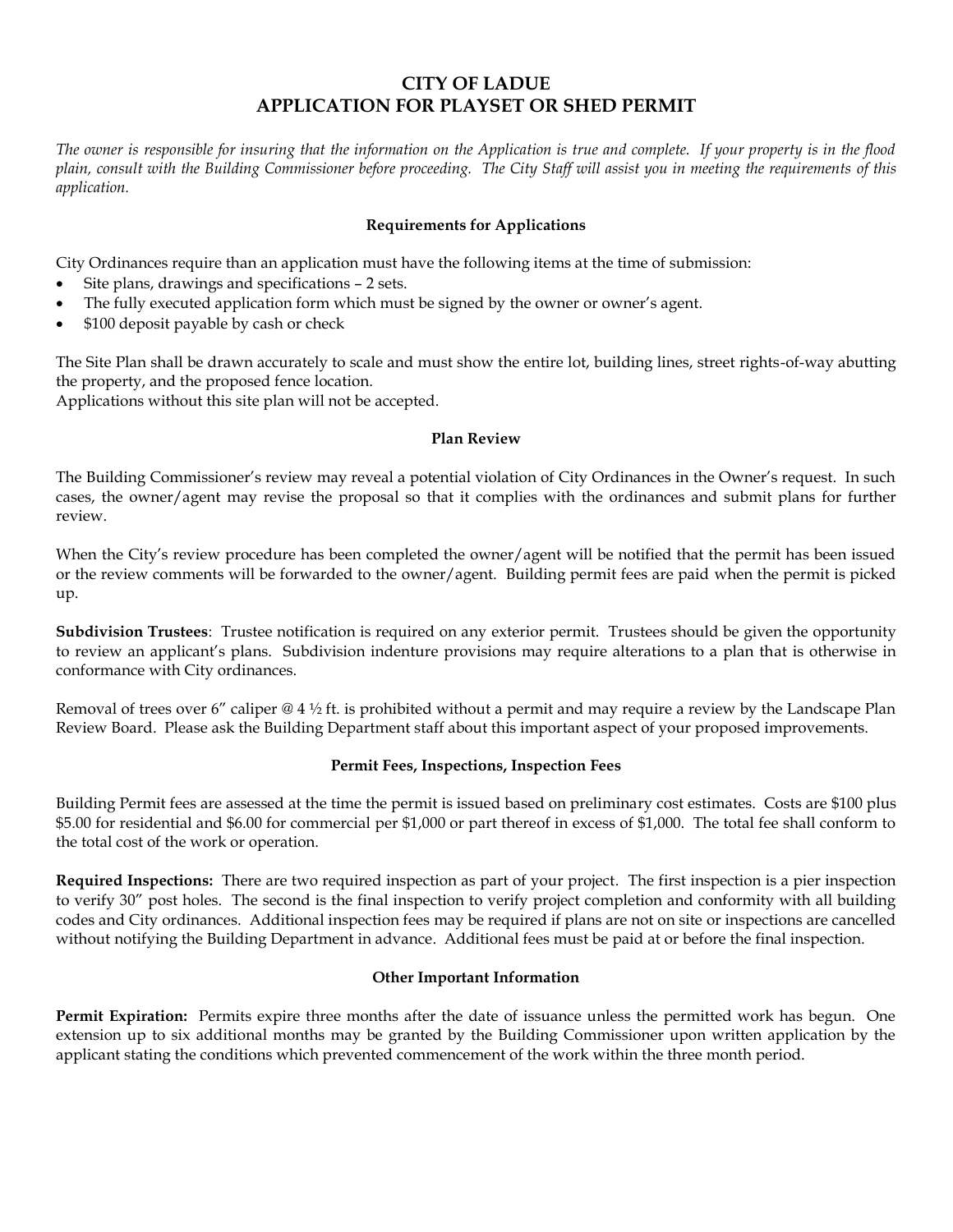# CITY OF LADUE
# APPLICATION FOR PLAYSET OR SHED PERMIT

*The owner is responsible for insuring that the information on the Application is true and complete. If your property is in the flood plain, consult with the Building Commissioner before proceeding. The City Staff will assist you in meeting the requirements of this application.*

### Requirements for Applications

City Ordinances require than an application must have the following items at the time of submission:

- Site plans, drawings and specifications – 2 sets.
- The fully executed application form which must be signed by the owner or owner's agent.
- $100 deposit payable by cash or check

The Site Plan shall be drawn accurately to scale and must show the entire lot, building lines, street rights-of-way abutting the property, and the proposed fence location.
Applications without this site plan will not be accepted.

### Plan Review

The Building Commissioner's review may reveal a potential violation of City Ordinances in the Owner's request. In such cases, the owner/agent may revise the proposal so that it complies with the ordinances and submit plans for further review.

When the City's review procedure has been completed the owner/agent will be notified that the permit has been issued or the review comments will be forwarded to the owner/agent. Building permit fees are paid when the permit is picked up.

**Subdivision Trustees**: Trustee notification is required on any exterior permit. Trustees should be given the opportunity to review an applicant's plans. Subdivision indenture provisions may require alterations to a plan that is otherwise in conformance with City ordinances.

Removal of trees over 6" caliper @ 4 ½ ft. is prohibited without a permit and may require a review by the Landscape Plan Review Board. Please ask the Building Department staff about this important aspect of your proposed improvements.

### Permit Fees, Inspections, Inspection Fees

Building Permit fees are assessed at the time the permit is issued based on preliminary cost estimates. Costs are $100 plus $5.00 for residential and $6.00 for commercial per $1,000 or part thereof in excess of $1,000. The total fee shall conform to the total cost of the work or operation.

**Required Inspections:** There are two required inspection as part of your project. The first inspection is a pier inspection to verify 30" post holes. The second is the final inspection to verify project completion and conformity with all building codes and City ordinances. Additional inspection fees may be required if plans are not on site or inspections are cancelled without notifying the Building Department in advance. Additional fees must be paid at or before the final inspection.

### Other Important Information

**Permit Expiration:** Permits expire three months after the date of issuance unless the permitted work has begun. One extension up to six additional months may be granted by the Building Commissioner upon written application by the applicant stating the conditions which prevented commencement of the work within the three month period.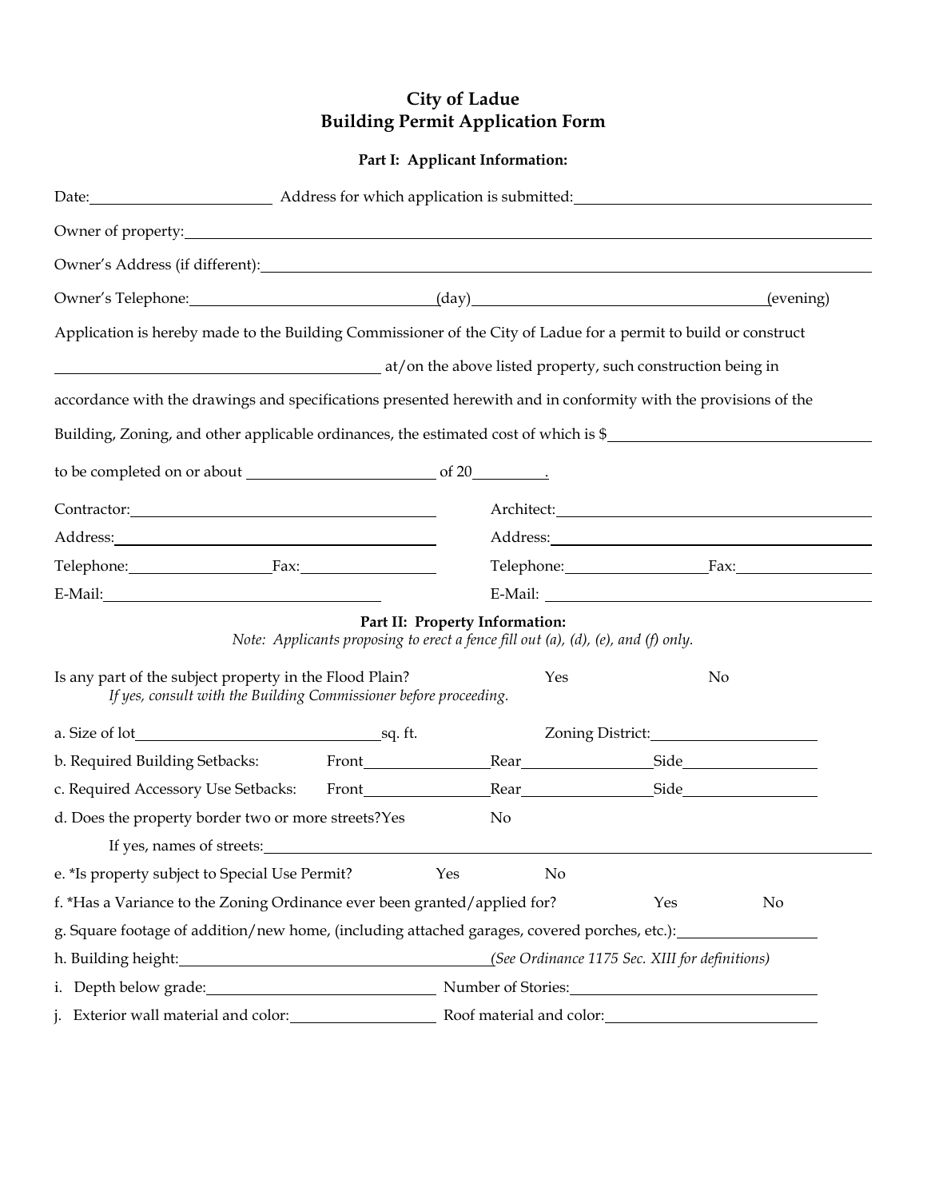# City of Ladue
# Building Permit Application Form

## Part I: Applicant Information:

Date:\_\_\_\_\_\_\_\_\_\_\_\_\_\_\_\_\_\_\_\_ Address for which application is submitted:\_\_\_\_\_\_\_\_\_\_\_\_\_\_\_\_\_\_\_\_\_\_\_\_\_\_\_\_\_\_

Owner of property:\_\_\_\_\_\_\_\_\_\_\_\_\_\_\_\_\_\_\_\_\_\_\_\_\_\_\_\_\_\_\_\_\_\_\_\_\_\_\_\_\_\_\_\_\_\_\_\_\_\_\_\_\_\_\_\_\_\_\_\_

Owner's Address (if different):\_\_\_\_\_\_\_\_\_\_\_\_\_\_\_\_\_\_\_\_\_\_\_\_\_\_\_\_\_\_\_\_\_\_\_\_\_\_\_\_\_\_\_\_\_\_\_\_\_\_\_\_

Owner's Telephone:\_\_\_\_\_\_\_\_\_\_\_\_\_\_\_\_\_\_\_\_\_\_\_\_(day)\_\_\_\_\_\_\_\_\_\_\_\_\_\_\_\_\_\_\_\_\_\_\_\_\_\_\_\_(evening)

Application is hereby made to the Building Commissioner of the City of Ladue for a permit to build or construct

\_\_\_\_\_\_\_\_\_\_\_\_\_\_\_\_\_\_\_\_\_\_\_\_\_\_\_\_\_\_\_\_\_\_ at/on the above listed property, such construction being in

accordance with the drawings and specifications presented herewith and in conformity with the provisions of the

Building, Zoning, and other applicable ordinances, the estimated cost of which is $\_\_\_\_\_\_\_\_\_\_\_\_\_\_\_\_\_\_\_\_\_\_\_\_\_\_

to be completed on or about \_\_\_\_\_\_\_\_\_\_\_\_\_\_\_\_\_\_\_\_ of 20\_\_\_\_\_\_\_\_.

Contractor:\_\_\_\_\_\_\_\_\_\_\_\_\_\_\_\_\_\_\_\_\_\_\_\_\_\_\_\_\_\_\_\_\_\_\_\_

Address:\_\_\_\_\_\_\_\_\_\_\_\_\_\_\_\_\_\_\_\_\_\_\_\_\_\_\_\_\_\_\_\_\_\_\_\_\_\_

Telephone:\_\_\_\_\_\_\_\_\_\_\_\_\_\_\_\_Fax:\_\_\_\_\_\_\_\_\_\_\_\_\_\_\_\_

E-Mail:\_\_\_\_\_\_\_\_\_\_\_\_\_\_\_\_\_\_\_\_\_\_\_\_\_\_\_\_\_\_\_\_\_

Architect:\_\_\_\_\_\_\_\_\_\_\_\_\_\_\_\_\_\_\_\_\_\_\_\_\_\_\_\_\_\_\_\_\_\_\_\_\_

Address:\_\_\_\_\_\_\_\_\_\_\_\_\_\_\_\_\_\_\_\_\_\_\_\_\_\_\_\_\_\_\_\_\_\_\_\_\_\_

Telephone:\_\_\_\_\_\_\_\_\_\_\_\_\_\_\_\_Fax:\_\_\_\_\_\_\_\_\_\_\_\_\_\_\_\_

E-Mail: \_\_\_\_\_\_\_\_\_\_\_\_\_\_\_\_\_\_\_\_\_\_\_\_\_\_\_\_\_\_\_\_\_\_\_\_

## Part II: Property Information:

*Note: Applicants proposing to erect a fence fill out (a), (d), (e), and (f) only.*

Is any part of the subject property in the Flood Plain? Yes No
*If yes, consult with the Building Commissioner before proceeding.*

a. Size of lot\_\_\_\_\_\_\_\_\_\_\_\_\_\_\_\_\_\_\_\_\_\_\_\_\_\_sq. ft. Zoning District:\_\_\_\_\_\_\_\_\_\_\_\_\_\_\_\_\_\_

b. Required Building Setbacks: Front\_\_\_\_\_\_\_\_\_\_\_\_\_\_Rear\_\_\_\_\_\_\_\_\_\_\_\_\_\_Side\_\_\_\_\_\_\_\_\_\_\_\_\_\_

c. Required Accessory Use Setbacks: Front\_\_\_\_\_\_\_\_\_\_\_\_\_\_Rear\_\_\_\_\_\_\_\_\_\_\_\_\_\_Side\_\_\_\_\_\_\_\_\_\_\_\_\_\_

d. Does the property border two or more streets? Yes No

If yes, names of streets:\_\_\_\_\_\_\_\_\_\_\_\_\_\_\_\_\_\_\_\_\_\_\_\_\_\_\_\_\_\_\_\_\_\_\_\_\_\_\_\_\_\_\_\_\_\_\_\_\_\_\_\_\_

e. *Is property subject to Special Use Permit? Yes No

f. *Has a Variance to the Zoning Ordinance ever been granted/applied for? Yes No

g. Square footage of addition/new home, (including attached garages, covered porches, etc.):\_\_\_\_\_\_\_\_\_\_\_\_\_\_

h. Building height:\_\_\_\_\_\_\_\_\_\_\_\_\_\_\_\_\_\_\_\_\_\_\_\_\_\_\_\_\_\_\_\_*(See Ordinance 1175 Sec. XIII for definitions)*

i. Depth below grade:\_\_\_\_\_\_\_\_\_\_\_\_\_\_\_\_\_\_\_\_\_\_\_ Number of Stories:\_\_\_\_\_\_\_\_\_\_\_\_\_\_\_\_\_\_\_\_\_\_\_\_\_\_

j. Exterior wall material and color:\_\_\_\_\_\_\_\_\_\_\_\_\_\_\_\_ Roof material and color:\_\_\_\_\_\_\_\_\_\_\_\_\_\_\_\_\_\_\_\_\_\_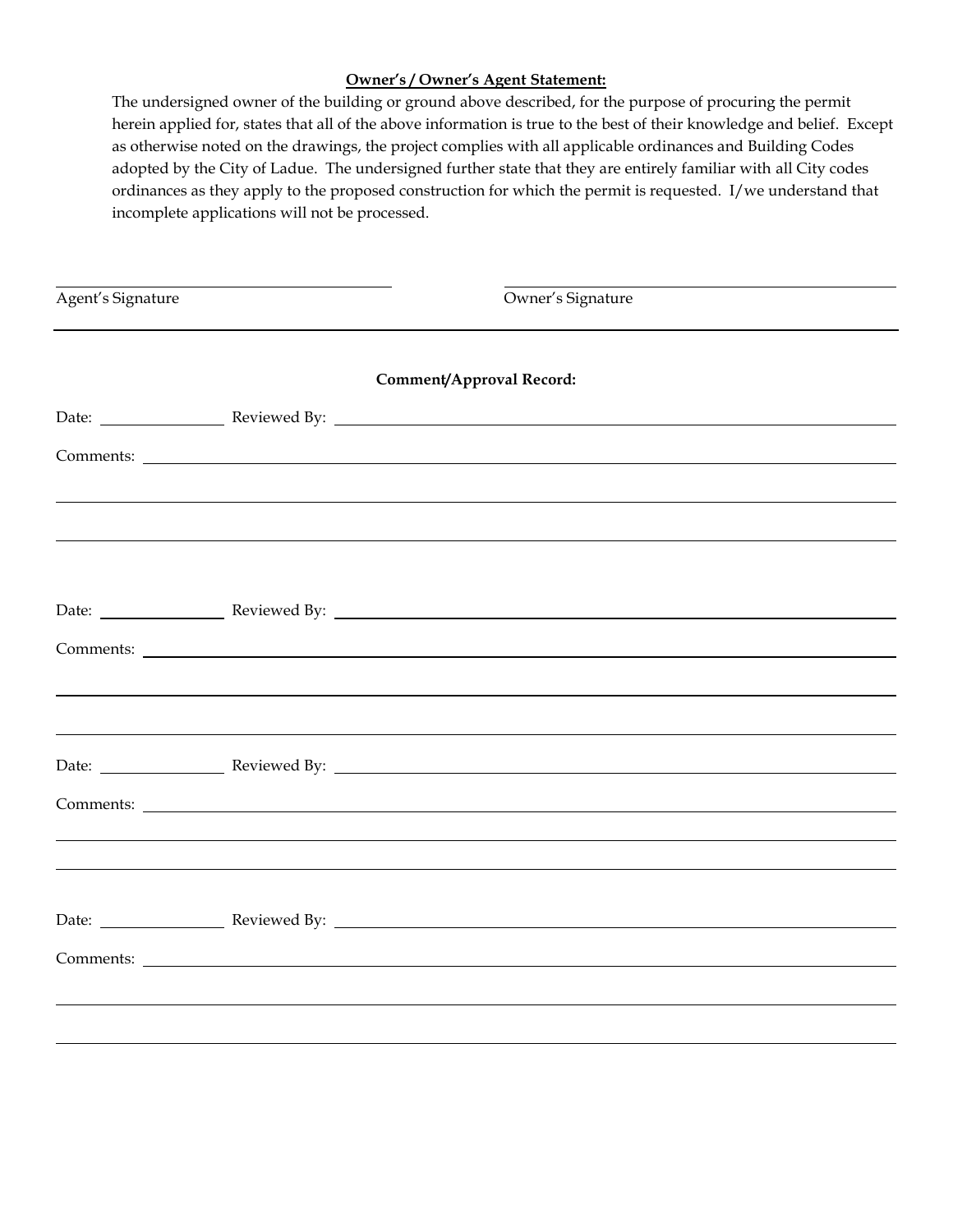**Owner's / Owner's Agent Statement:**

The undersigned owner of the building or ground above described, for the purpose of procuring the permit herein applied for, states that all of the above information is true to the best of their knowledge and belief. Except as otherwise noted on the drawings, the project complies with all applicable ordinances and Building Codes adopted by the City of Ladue. The undersigned further state that they are entirely familiar with all City codes ordinances as they apply to the proposed construction for which the permit is requested. I/we understand that incomplete applications will not be processed.

\_\_\_\_\_\_\_\_\_\_\_\_\_\_\_\_\_\_\_\_\_\_\_\_\_\_\_\_ \_\_\_\_\_\_\_\_\_\_\_\_\_\_\_\_\_\_\_\_\_\_\_\_\_\_\_\_

Agent's Signature Owner's Signature

---

**Comment/Approval Record:**

Date: \_\_\_\_\_\_\_\_\_\_ Reviewed By: \_\_\_\_\_\_\_\_\_\_\_\_\_\_\_\_\_\_\_\_\_\_\_\_\_\_\_\_

Comments: \_\_\_\_\_\_\_\_\_\_\_\_\_\_\_\_\_\_\_\_\_\_\_\_\_\_\_\_\_\_\_\_\_\_\_\_\_\_\_\_

\_\_\_\_\_\_\_\_\_\_\_\_\_\_\_\_\_\_\_\_\_\_\_\_\_\_\_\_\_\_\_\_\_\_\_\_\_\_\_\_\_\_\_\_\_\_\_\_\_\_

\_\_\_\_\_\_\_\_\_\_\_\_\_\_\_\_\_\_\_\_\_\_\_\_\_\_\_\_\_\_\_\_\_\_\_\_\_\_\_\_\_\_\_\_\_\_\_\_\_\_

Date: \_\_\_\_\_\_\_\_\_\_ Reviewed By: \_\_\_\_\_\_\_\_\_\_\_\_\_\_\_\_\_\_\_\_\_\_\_\_\_\_\_\_

Comments: \_\_\_\_\_\_\_\_\_\_\_\_\_\_\_\_\_\_\_\_\_\_\_\_\_\_\_\_\_\_\_\_\_\_\_\_\_\_\_\_

\_\_\_\_\_\_\_\_\_\_\_\_\_\_\_\_\_\_\_\_\_\_\_\_\_\_\_\_\_\_\_\_\_\_\_\_\_\_\_\_\_\_\_\_\_\_\_\_\_\_

\_\_\_\_\_\_\_\_\_\_\_\_\_\_\_\_\_\_\_\_\_\_\_\_\_\_\_\_\_\_\_\_\_\_\_\_\_\_\_\_\_\_\_\_\_\_\_\_\_\_

Date: \_\_\_\_\_\_\_\_\_\_ Reviewed By: \_\_\_\_\_\_\_\_\_\_\_\_\_\_\_\_\_\_\_\_\_\_\_\_\_\_\_\_

Comments: \_\_\_\_\_\_\_\_\_\_\_\_\_\_\_\_\_\_\_\_\_\_\_\_\_\_\_\_\_\_\_\_\_\_\_\_\_\_\_\_

\_\_\_\_\_\_\_\_\_\_\_\_\_\_\_\_\_\_\_\_\_\_\_\_\_\_\_\_\_\_\_\_\_\_\_\_\_\_\_\_\_\_\_\_\_\_\_\_\_\_

\_\_\_\_\_\_\_\_\_\_\_\_\_\_\_\_\_\_\_\_\_\_\_\_\_\_\_\_\_\_\_\_\_\_\_\_\_\_\_\_\_\_\_\_\_\_\_\_\_\_

Date: \_\_\_\_\_\_\_\_\_\_ Reviewed By: \_\_\_\_\_\_\_\_\_\_\_\_\_\_\_\_\_\_\_\_\_\_\_\_\_\_\_\_

Comments: \_\_\_\_\_\_\_\_\_\_\_\_\_\_\_\_\_\_\_\_\_\_\_\_\_\_\_\_\_\_\_\_\_\_\_\_\_\_\_\_

\_\_\_\_\_\_\_\_\_\_\_\_\_\_\_\_\_\_\_\_\_\_\_\_\_\_\_\_\_\_\_\_\_\_\_\_\_\_\_\_\_\_\_\_\_\_\_\_\_\_

\_\_\_\_\_\_\_\_\_\_\_\_\_\_\_\_\_\_\_\_\_\_\_\_\_\_\_\_\_\_\_\_\_\_\_\_\_\_\_\_\_\_\_\_\_\_\_\_\_\_